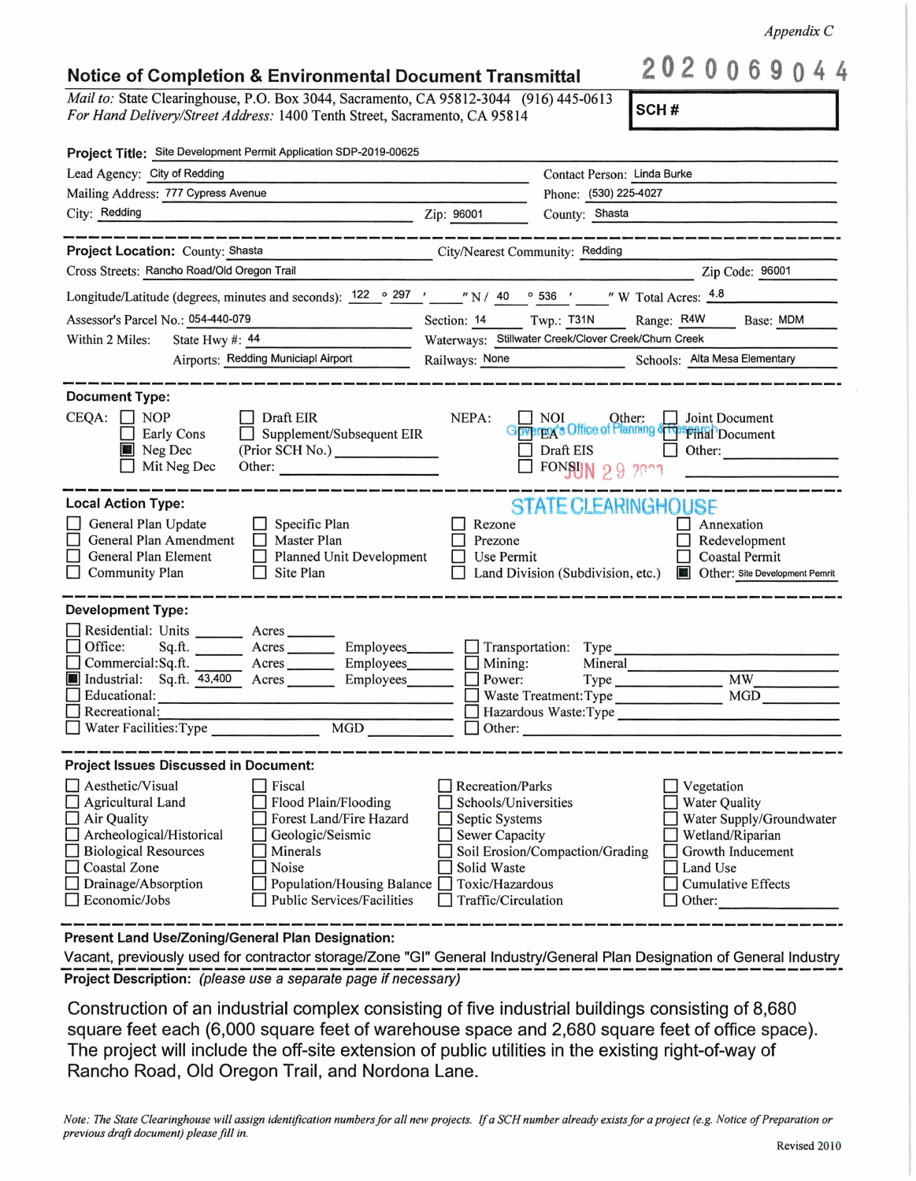*Appendix C*

## Notice of Completion & Environmental Document Transmittal

2020069044

*Mail to:* State Clearinghouse, P.O. Box 3044, Sacramento, CA 95812-3044 (916) 445-0613
*For Hand Delivery/Street Address:* 1400 Tenth Street, Sacramento, CA 95814

**SCH #**

**Project Title:** Site Development Permit Application SDP-2019-00625

Lead Agency: City of Redding — Contact Person: Linda Burke

Mailing Address: 777 Cypress Avenue — Phone: (530) 225-4027

City: Redding — Zip: 96001 — County: Shasta

---

**Project Location:** County: Shasta — City/Nearest Community: Redding

Cross Streets: Rancho Road/Old Oregon Trail — Zip Code: 96001

Longitude/Latitude (degrees, minutes and seconds): 122 ° 297 ' ___ " N / 40 ° 536 ' ___ " W Total Acres: 4.8

Assessor's Parcel No.: 054-440-079 — Section: 14 — Twp.: T31N — Range: R4W — Base: MDM

Within 2 Miles: State Hwy #: 44 — Waterways: Stillwater Creek/Clover Creek/Churn Creek

Airports: Redding Municiapl Airport — Railways: None — Schools: Alta Mesa Elementary

---

**Document Type:**

CEQA: ☐ NOP ☐ Early Cons ☒ Neg Dec ☐ Mit Neg Dec ☐ Draft EIR ☐ Supplement/Subsequent EIR (Prior SCH No.) ______ Other: ______

NEPA: ☐ NOI ☐ EA ☐ Draft EIS ☐ FONSI

Other: ☐ Joint Document ☐ Final Document ☐ Other: ______

Governor's Office of Planning & Research
JUN 29 2020
STATE CLEARINGHOUSE

---

**Local Action Type:**

☐ General Plan Update ☐ General Plan Amendment ☐ General Plan Element ☐ Community Plan ☐ Specific Plan ☐ Master Plan ☐ Planned Unit Development ☐ Site Plan ☐ Rezone ☐ Prezone ☐ Use Permit ☐ Land Division (Subdivision, etc.) ☐ Annexation ☐ Redevelopment ☐ Coastal Permit ☒ Other: Site Development Pemrit

---

**Development Type:**

☐ Residential: Units ____ Acres ____
☐ Office: Sq.ft. ____ Acres ____ Employees ____
☐ Commercial: Sq.ft. ____ Acres ____ Employees ____
☒ Industrial: Sq.ft. 43,400 Acres ____ Employees ____
☐ Educational: ____
☐ Recreational: ____
☐ Water Facilities: Type ____ MGD ____
☐ Transportation: Type ____
☐ Mining: Mineral ____
☐ Power: Type ____ MW ____
☐ Waste Treatment: Type ____ MGD ____
☐ Hazardous Waste: Type ____
☐ Other: ____

---

**Project Issues Discussed in Document:**

☐ Aesthetic/Visual ☐ Agricultural Land ☐ Air Quality ☐ Archeological/Historical ☐ Biological Resources ☐ Coastal Zone ☐ Drainage/Absorption ☐ Economic/Jobs ☐ Fiscal ☐ Flood Plain/Flooding ☐ Forest Land/Fire Hazard ☐ Geologic/Seismic ☐ Minerals ☐ Noise ☐ Population/Housing Balance ☐ Public Services/Facilities ☐ Recreation/Parks ☐ Schools/Universities ☐ Septic Systems ☐ Sewer Capacity ☐ Soil Erosion/Compaction/Grading ☐ Solid Waste ☐ Toxic/Hazardous ☐ Traffic/Circulation ☐ Vegetation ☐ Water Quality ☐ Water Supply/Groundwater ☐ Wetland/Riparian ☐ Growth Inducement ☐ Land Use ☐ Cumulative Effects ☐ Other: ____

---

**Present Land Use/Zoning/General Plan Designation:**

Vacant, previously used for contractor storage/Zone "GI" General Industry/General Plan Designation of General Industry

**Project Description:** *(please use a separate page if necessary)*

Construction of an industrial complex consisting of five industrial buildings consisting of 8,680 square feet each (6,000 square feet of warehouse space and 2,680 square feet of office space). The project will include the off-site extension of public utilities in the existing right-of-way of Rancho Road, Old Oregon Trail, and Nordona Lane.

*Note: The State Clearinghouse will assign identification numbers for all new projects. If a SCH number already exists for a project (e.g. Notice of Preparation or previous draft document) please fill in.*

Revised 2010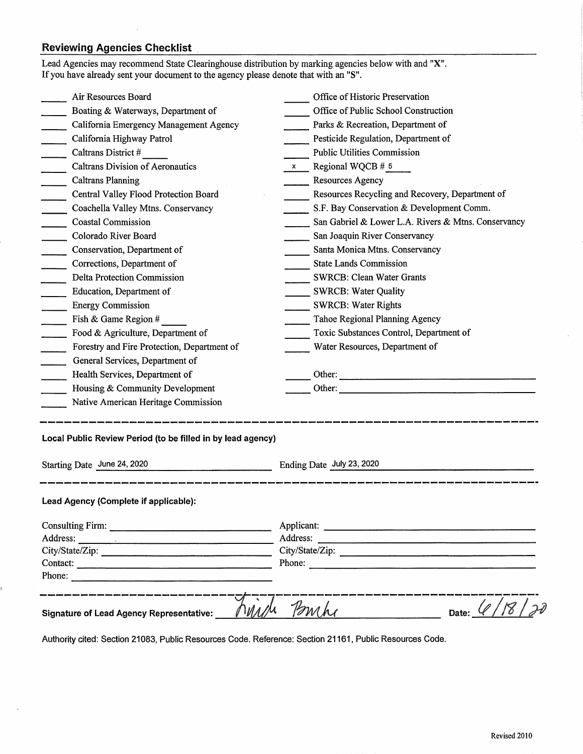## Reviewing Agencies Checklist

Lead Agencies may recommend State Clearinghouse distribution by marking agencies below with and "X".
If you have already sent your document to the agency please denote that with an "S".

| | | | |
|---|---|---|---|
| ____ | Air Resources Board | ____ | Office of Historic Preservation |
| ____ | Boating & Waterways, Department of | ____ | Office of Public School Construction |
| ____ | California Emergency Management Agency | ____ | Parks & Recreation, Department of |
| ____ | California Highway Patrol | ____ | Pesticide Regulation, Department of |
| ____ | Caltrans District # ____ | ____ | Public Utilities Commission |
| ____ | Caltrans Division of Aeronautics | x | Regional WQCB # 5 |
| ____ | Caltrans Planning | ____ | Resources Agency |
| ____ | Central Valley Flood Protection Board | ____ | Resources Recycling and Recovery, Department of |
| ____ | Coachella Valley Mtns. Conservancy | ____ | S.F. Bay Conservation & Development Comm. |
| ____ | Coastal Commission | ____ | San Gabriel & Lower L.A. Rivers & Mtns. Conservancy |
| ____ | Colorado River Board | ____ | San Joaquin River Conservancy |
| ____ | Conservation, Department of | ____ | Santa Monica Mtns. Conservancy |
| ____ | Corrections, Department of | ____ | State Lands Commission |
| ____ | Delta Protection Commission | ____ | SWRCB: Clean Water Grants |
| ____ | Education, Department of | ____ | SWRCB: Water Quality |
| ____ | Energy Commission | ____ | SWRCB: Water Rights |
| ____ | Fish & Game Region # ____ | ____ | Tahoe Regional Planning Agency |
| ____ | Food & Agriculture, Department of | ____ | Toxic Substances Control, Department of |
| ____ | Forestry and Fire Protection, Department of | ____ | Water Resources, Department of |
| ____ | General Services, Department of | | |
| ____ | Health Services, Department of | ____ | Other: ____ |
| ____ | Housing & Community Development | ____ | Other: ____ |
| ____ | Native American Heritage Commission | | |

---

**Local Public Review Period (to be filled in by lead agency)**

Starting Date June 24, 2020 &nbsp;&nbsp;&nbsp;&nbsp; Ending Date July 23, 2020

---

**Lead Agency (Complete if applicable):**

| | |
|---|---|
| Consulting Firm: ____ | Applicant: ____ |
| Address: ____ | Address: ____ |
| City/State/Zip: ____ | City/State/Zip: ____ |
| Contact: ____ | Phone: ____ |
| Phone: ____ | |

---

**Signature of Lead Agency Representative:** Linda Burke &nbsp;&nbsp;&nbsp;&nbsp; **Date:** 6/18/20

Authority cited: Section 21083, Public Resources Code. Reference: Section 21161, Public Resources Code.

Revised 2010